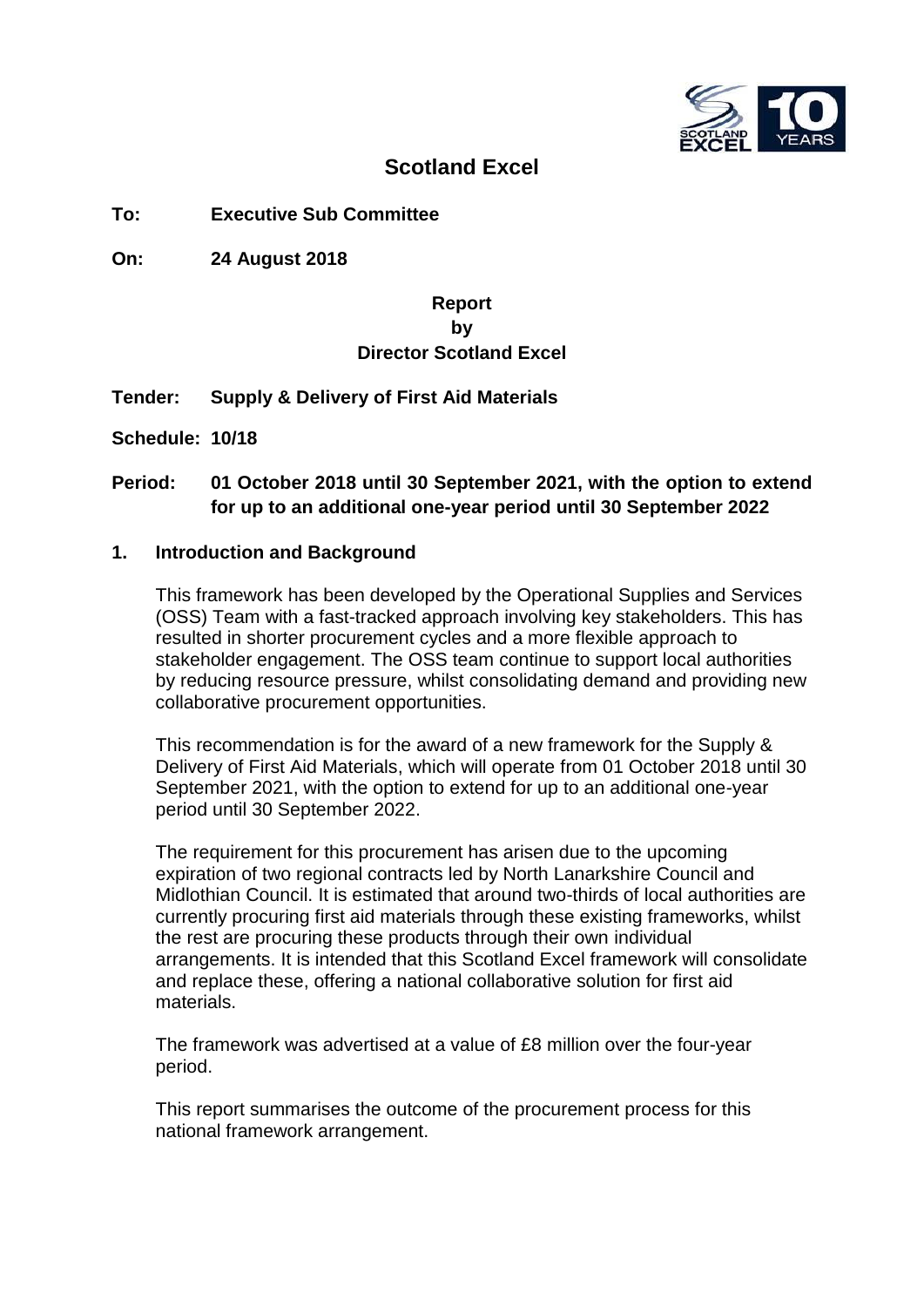# Scotland Excel

**To:** **Executive Sub Committee**

**On:** **24 August 2018**

**Report**
**by**
**Director Scotland Excel**

**Tender:** **Supply & Delivery of First Aid Materials**

**Schedule:** **10/18**

**Period:** **01 October 2018 until 30 September 2021, with the option to extend for up to an additional one-year period until 30 September 2022**

## 1. Introduction and Background

This framework has been developed by the Operational Supplies and Services (OSS) Team with a fast-tracked approach involving key stakeholders. This has resulted in shorter procurement cycles and a more flexible approach to stakeholder engagement. The OSS team continue to support local authorities by reducing resource pressure, whilst consolidating demand and providing new collaborative procurement opportunities.

This recommendation is for the award of a new framework for the Supply & Delivery of First Aid Materials, which will operate from 01 October 2018 until 30 September 2021, with the option to extend for up to an additional one-year period until 30 September 2022.

The requirement for this procurement has arisen due to the upcoming expiration of two regional contracts led by North Lanarkshire Council and Midlothian Council. It is estimated that around two-thirds of local authorities are currently procuring first aid materials through these existing frameworks, whilst the rest are procuring these products through their own individual arrangements. It is intended that this Scotland Excel framework will consolidate and replace these, offering a national collaborative solution for first aid materials.

The framework was advertised at a value of £8 million over the four-year period.

This report summarises the outcome of the procurement process for this national framework arrangement.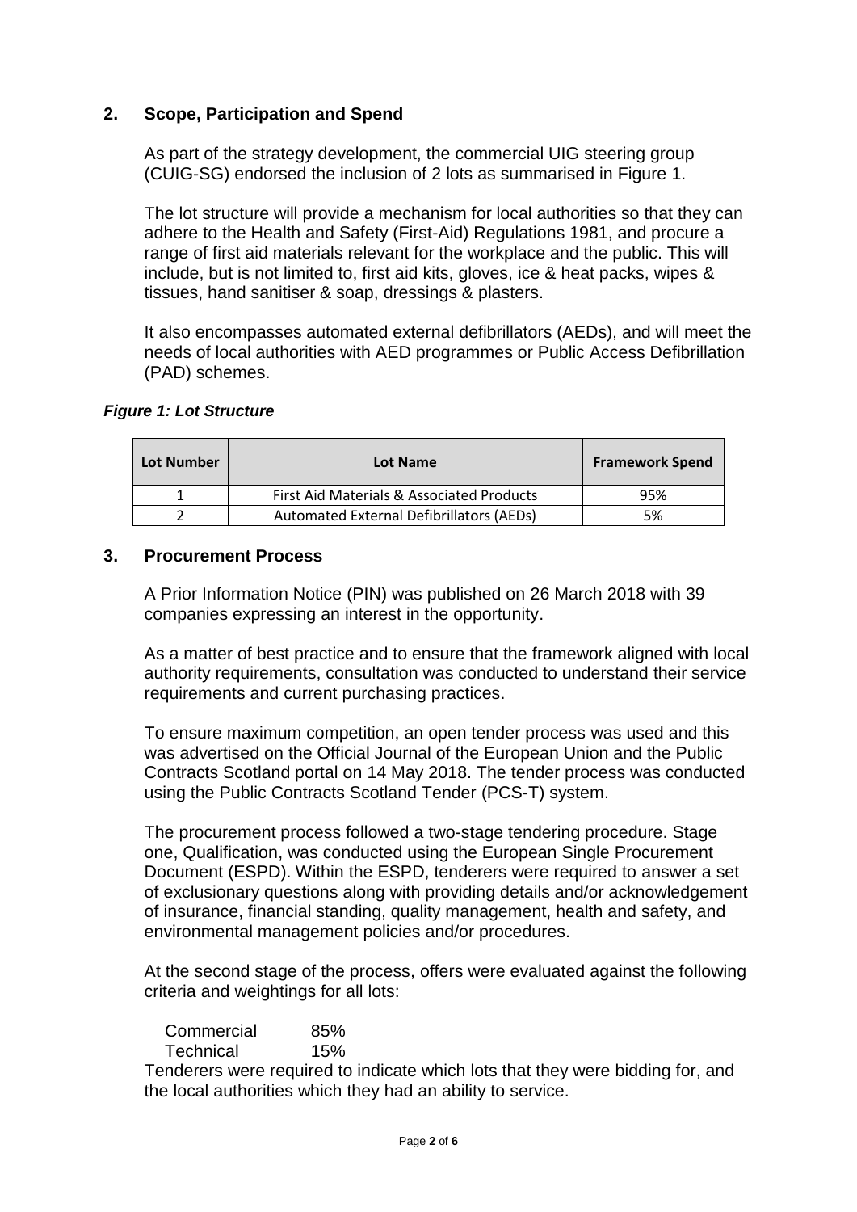## 2. Scope, Participation and Spend

As part of the strategy development, the commercial UIG steering group (CUIG-SG) endorsed the inclusion of 2 lots as summarised in Figure 1.

The lot structure will provide a mechanism for local authorities so that they can adhere to the Health and Safety (First-Aid) Regulations 1981, and procure a range of first aid materials relevant for the workplace and the public. This will include, but is not limited to, first aid kits, gloves, ice & heat packs, wipes & tissues, hand sanitiser & soap, dressings & plasters.

It also encompasses automated external defibrillators (AEDs), and will meet the needs of local authorities with AED programmes or Public Access Defibrillation (PAD) schemes.

***Figure 1: Lot Structure***

| Lot Number | Lot Name | Framework Spend |
|---|---|---|
| 1 | First Aid Materials & Associated Products | 95% |
| 2 | Automated External Defibrillators (AEDs) | 5% |

## 3. Procurement Process

A Prior Information Notice (PIN) was published on 26 March 2018 with 39 companies expressing an interest in the opportunity.

As a matter of best practice and to ensure that the framework aligned with local authority requirements, consultation was conducted to understand their service requirements and current purchasing practices.

To ensure maximum competition, an open tender process was used and this was advertised on the Official Journal of the European Union and the Public Contracts Scotland portal on 14 May 2018. The tender process was conducted using the Public Contracts Scotland Tender (PCS-T) system.

The procurement process followed a two-stage tendering procedure. Stage one, Qualification, was conducted using the European Single Procurement Document (ESPD). Within the ESPD, tenderers were required to answer a set of exclusionary questions along with providing details and/or acknowledgement of insurance, financial standing, quality management, health and safety, and environmental management policies and/or procedures.

At the second stage of the process, offers were evaluated against the following criteria and weightings for all lots:

Commercial 85%
Technical 15%

Tenderers were required to indicate which lots that they were bidding for, and the local authorities which they had an ability to service.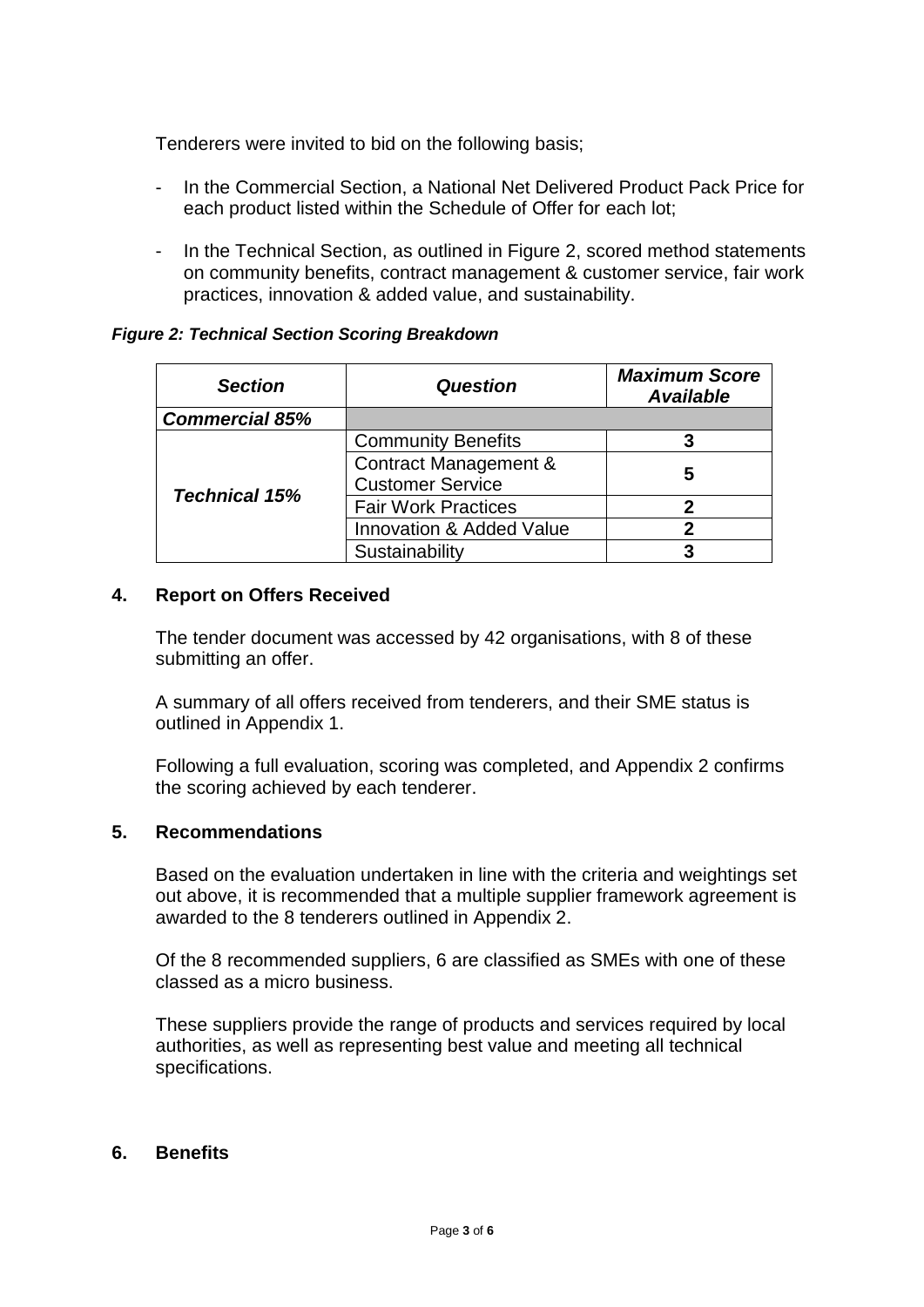Tenderers were invited to bid on the following basis;

- In the Commercial Section, a National Net Delivered Product Pack Price for each product listed within the Schedule of Offer for each lot;
- In the Technical Section, as outlined in Figure 2, scored method statements on community benefits, contract management & customer service, fair work practices, innovation & added value, and sustainability.

***Figure 2: Technical Section Scoring Breakdown***

| *Section* | *Question* | *Maximum Score Available* |
|---|---|---|
| ***Commercial 85%*** | | |
| ***Technical 15%*** | Community Benefits | **3** |
| | Contract Management & Customer Service | **5** |
| | Fair Work Practices | **2** |
| | Innovation & Added Value | **2** |
| | Sustainability | **3** |

## 4. Report on Offers Received

The tender document was accessed by 42 organisations, with 8 of these submitting an offer.

A summary of all offers received from tenderers, and their SME status is outlined in Appendix 1.

Following a full evaluation, scoring was completed, and Appendix 2 confirms the scoring achieved by each tenderer.

## 5. Recommendations

Based on the evaluation undertaken in line with the criteria and weightings set out above, it is recommended that a multiple supplier framework agreement is awarded to the 8 tenderers outlined in Appendix 2.

Of the 8 recommended suppliers, 6 are classified as SMEs with one of these classed as a micro business.

These suppliers provide the range of products and services required by local authorities, as well as representing best value and meeting all technical specifications.

## 6. Benefits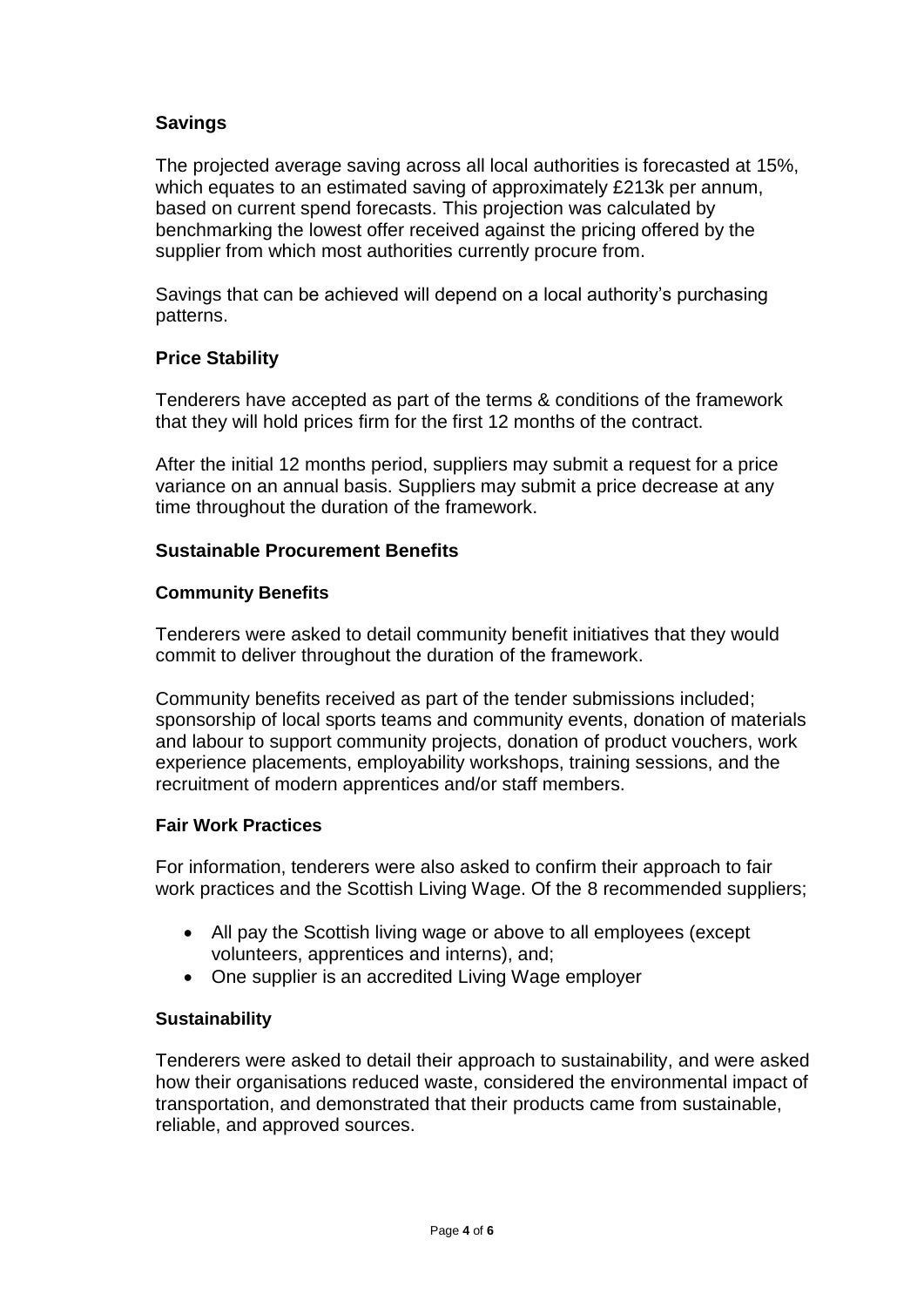### Savings

The projected average saving across all local authorities is forecasted at 15%, which equates to an estimated saving of approximately £213k per annum, based on current spend forecasts. This projection was calculated by benchmarking the lowest offer received against the pricing offered by the supplier from which most authorities currently procure from.

Savings that can be achieved will depend on a local authority's purchasing patterns.

### Price Stability

Tenderers have accepted as part of the terms & conditions of the framework that they will hold prices firm for the first 12 months of the contract.

After the initial 12 months period, suppliers may submit a request for a price variance on an annual basis. Suppliers may submit a price decrease at any time throughout the duration of the framework.

### Sustainable Procurement Benefits

#### Community Benefits

Tenderers were asked to detail community benefit initiatives that they would commit to deliver throughout the duration of the framework.

Community benefits received as part of the tender submissions included; sponsorship of local sports teams and community events, donation of materials and labour to support community projects, donation of product vouchers, work experience placements, employability workshops, training sessions, and the recruitment of modern apprentices and/or staff members.

#### Fair Work Practices

For information, tenderers were also asked to confirm their approach to fair work practices and the Scottish Living Wage. Of the 8 recommended suppliers;

- All pay the Scottish living wage or above to all employees (except volunteers, apprentices and interns), and;
- One supplier is an accredited Living Wage employer

#### Sustainability

Tenderers were asked to detail their approach to sustainability, and were asked how their organisations reduced waste, considered the environmental impact of transportation, and demonstrated that their products came from sustainable, reliable, and approved sources.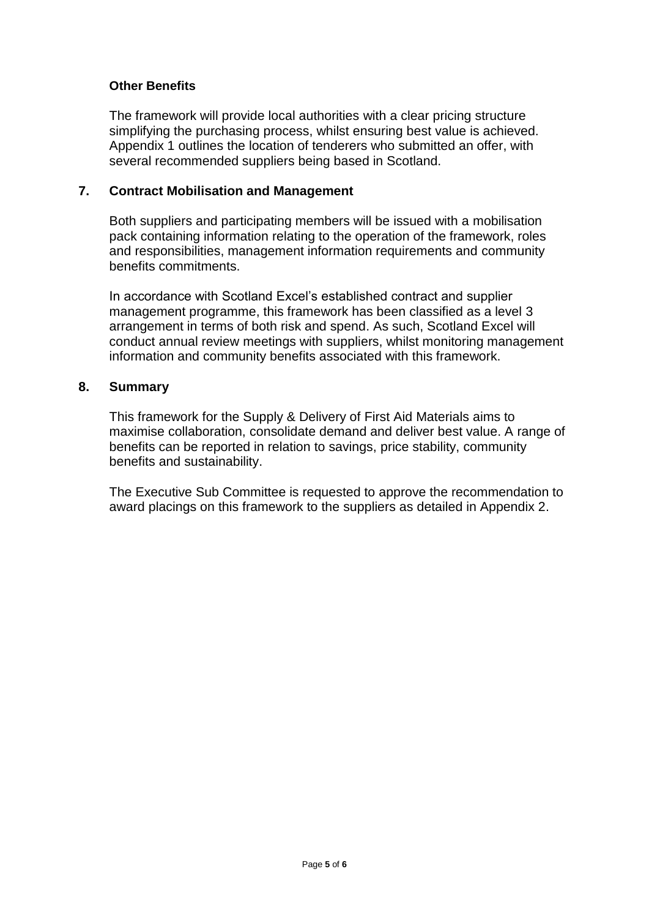### Other Benefits

The framework will provide local authorities with a clear pricing structure simplifying the purchasing process, whilst ensuring best value is achieved. Appendix 1 outlines the location of tenderers who submitted an offer, with several recommended suppliers being based in Scotland.

## 7. Contract Mobilisation and Management

Both suppliers and participating members will be issued with a mobilisation pack containing information relating to the operation of the framework, roles and responsibilities, management information requirements and community benefits commitments.

In accordance with Scotland Excel's established contract and supplier management programme, this framework has been classified as a level 3 arrangement in terms of both risk and spend. As such, Scotland Excel will conduct annual review meetings with suppliers, whilst monitoring management information and community benefits associated with this framework.

## 8. Summary

This framework for the Supply & Delivery of First Aid Materials aims to maximise collaboration, consolidate demand and deliver best value. A range of benefits can be reported in relation to savings, price stability, community benefits and sustainability.

The Executive Sub Committee is requested to approve the recommendation to award placings on this framework to the suppliers as detailed in Appendix 2.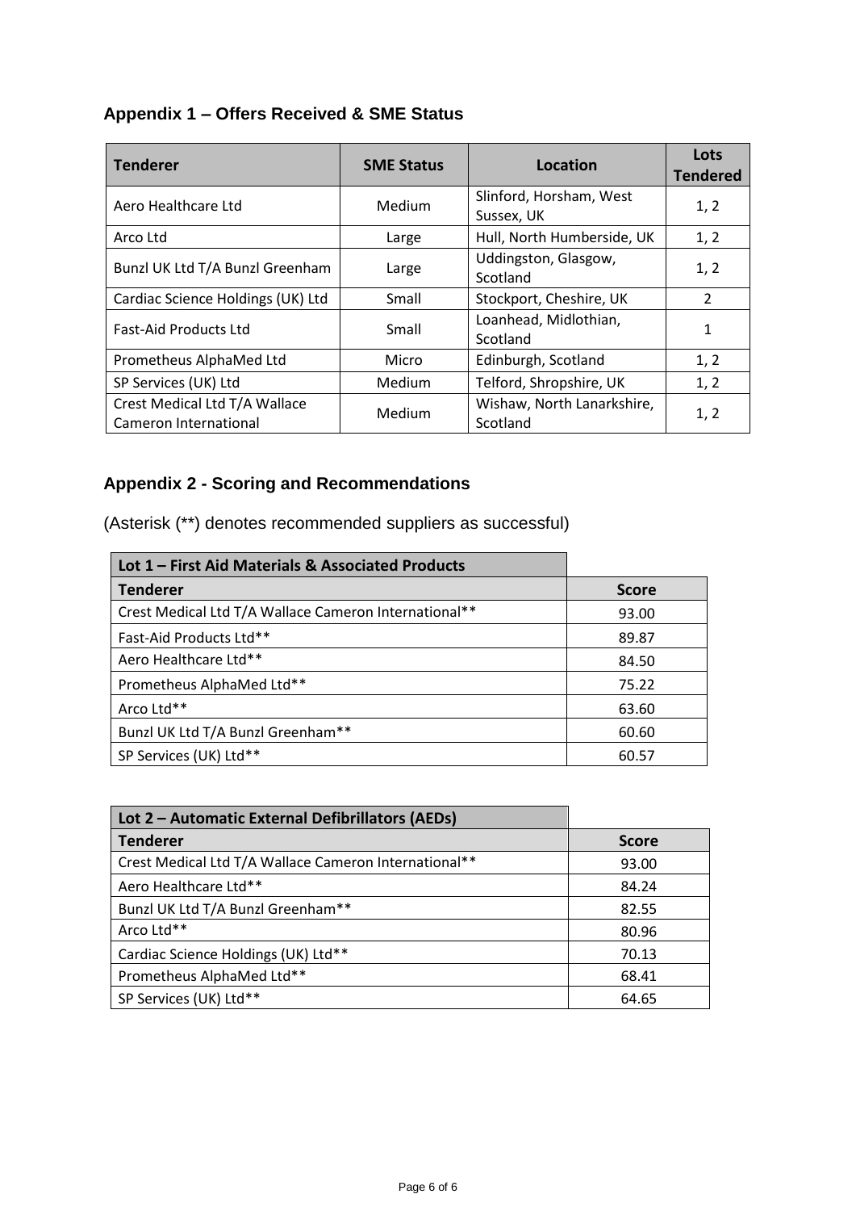## Appendix 1 – Offers Received & SME Status

| Tenderer | SME Status | Location | Lots Tendered |
|---|---|---|---|
| Aero Healthcare Ltd | Medium | Slinford, Horsham, West Sussex, UK | 1, 2 |
| Arco Ltd | Large | Hull, North Humberside, UK | 1, 2 |
| Bunzl UK Ltd T/A Bunzl Greenham | Large | Uddingston, Glasgow, Scotland | 1, 2 |
| Cardiac Science Holdings (UK) Ltd | Small | Stockport, Cheshire, UK | 2 |
| Fast-Aid Products Ltd | Small | Loanhead, Midlothian, Scotland | 1 |
| Prometheus AlphaMed Ltd | Micro | Edinburgh, Scotland | 1, 2 |
| SP Services (UK) Ltd | Medium | Telford, Shropshire, UK | 1, 2 |
| Crest Medical Ltd T/A Wallace Cameron International | Medium | Wishaw, North Lanarkshire, Scotland | 1, 2 |

## Appendix 2 - Scoring and Recommendations

(Asterisk (**) denotes recommended suppliers as successful)

| Lot 1 – First Aid Materials & Associated Products | |
|---|---|
| **Tenderer** | **Score** |
| Crest Medical Ltd T/A Wallace Cameron International** | 93.00 |
| Fast-Aid Products Ltd** | 89.87 |
| Aero Healthcare Ltd** | 84.50 |
| Prometheus AlphaMed Ltd** | 75.22 |
| Arco Ltd** | 63.60 |
| Bunzl UK Ltd T/A Bunzl Greenham** | 60.60 |
| SP Services (UK) Ltd** | 60.57 |

| Lot 2 – Automatic External Defibrillators (AEDs) | |
|---|---|
| **Tenderer** | **Score** |
| Crest Medical Ltd T/A Wallace Cameron International** | 93.00 |
| Aero Healthcare Ltd** | 84.24 |
| Bunzl UK Ltd T/A Bunzl Greenham** | 82.55 |
| Arco Ltd** | 80.96 |
| Cardiac Science Holdings (UK) Ltd** | 70.13 |
| Prometheus AlphaMed Ltd** | 68.41 |
| SP Services (UK) Ltd** | 64.65 |